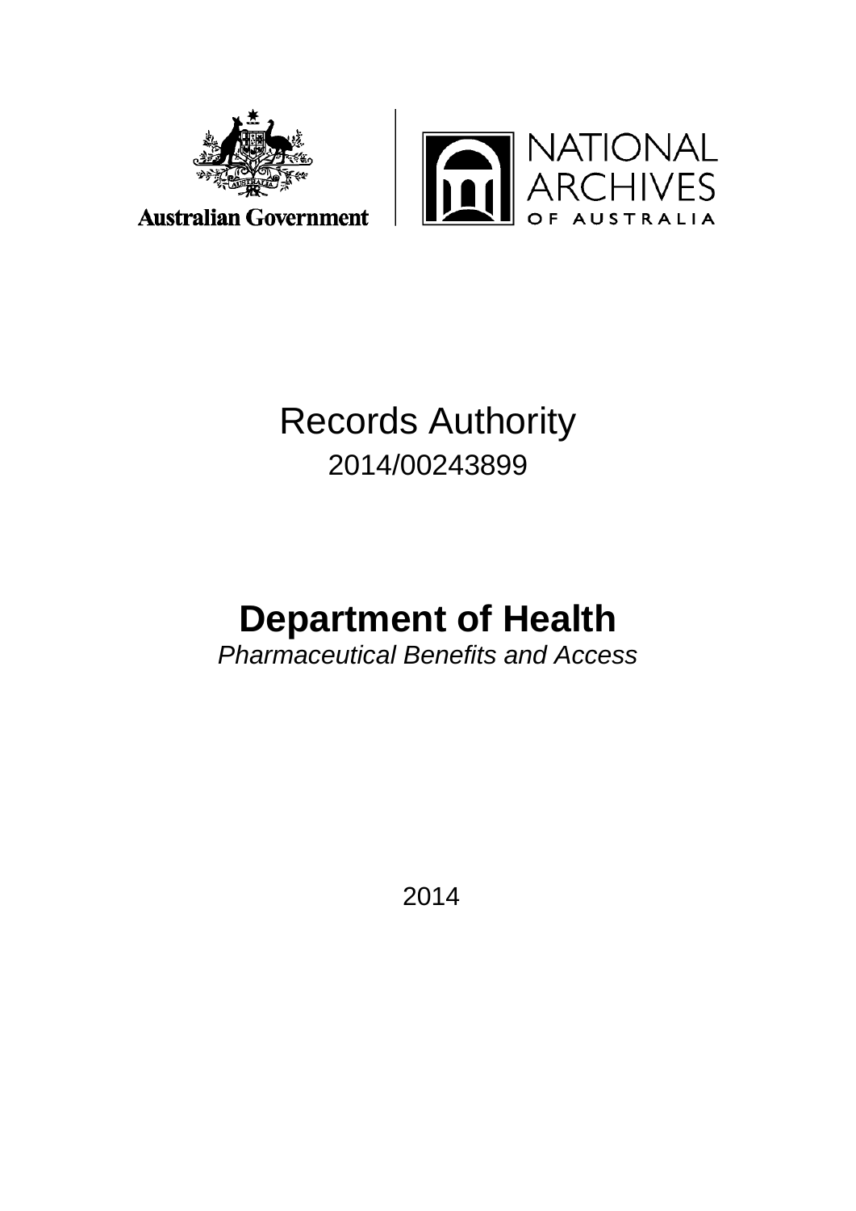Australian Government

NATIONAL ARCHIVES OF AUSTRALIA

# Records Authority

2014/00243899

# Department of Health

*Pharmaceutical Benefits and Access*

2014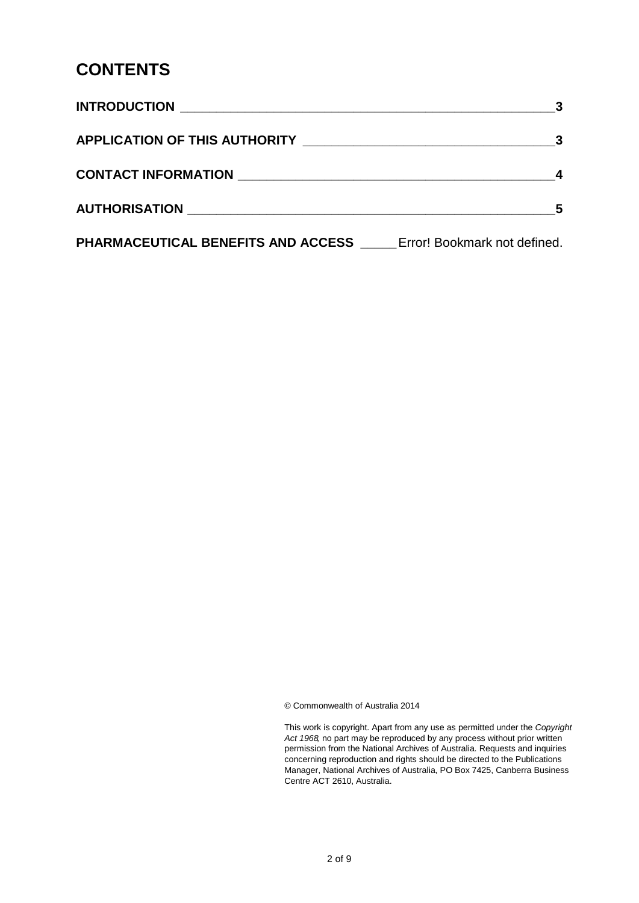# CONTENTS

**INTRODUCTION** ______________________________________________________ **3**

**APPLICATION OF THIS AUTHORITY** ___________________________________ **3**

**CONTACT INFORMATION** ___________________________________________ **4**

**AUTHORISATION** _________________________________________________ **5**

**PHARMACEUTICAL BENEFITS AND ACCESS** _____ Error! Bookmark not defined.

© Commonwealth of Australia 2014

This work is copyright. Apart from any use as permitted under the *Copyright Act 1968*, no part may be reproduced by any process without prior written permission from the National Archives of Australia. Requests and inquiries concerning reproduction and rights should be directed to the Publications Manager, National Archives of Australia, PO Box 7425, Canberra Business Centre ACT 2610, Australia.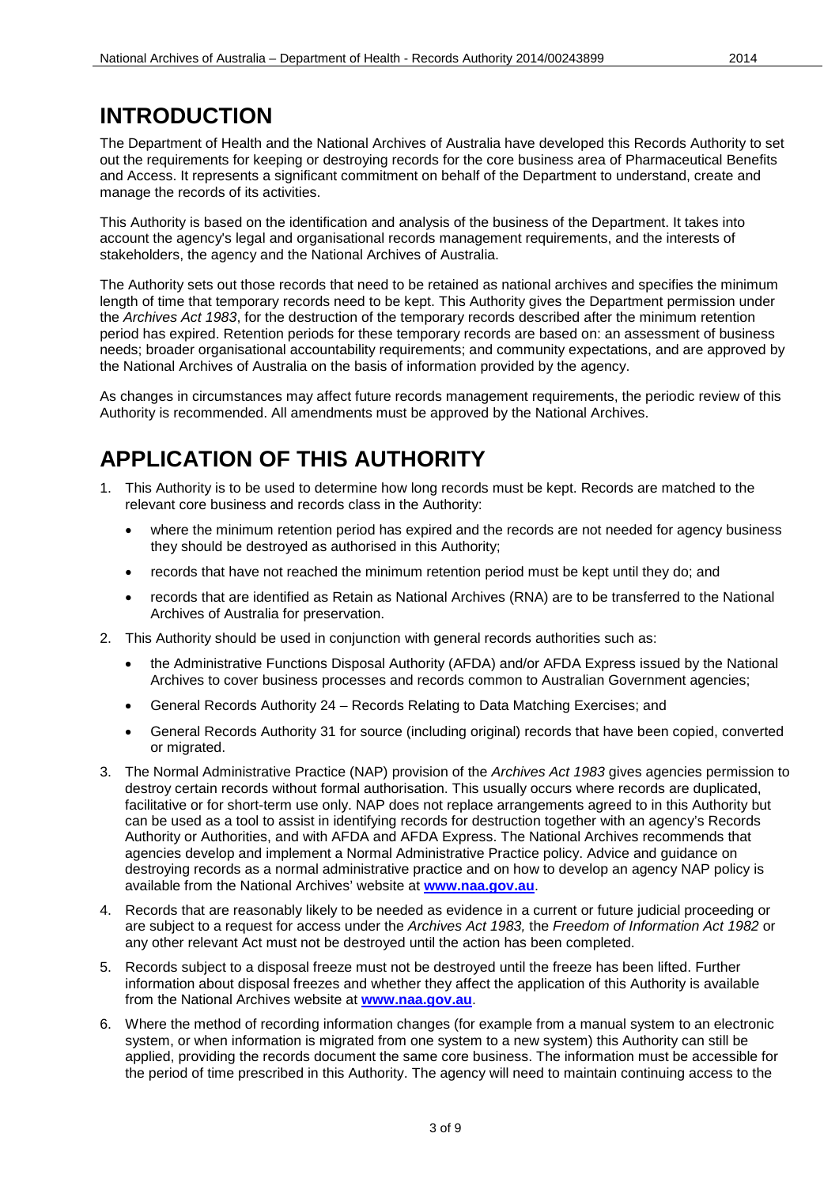# INTRODUCTION

The Department of Health and the National Archives of Australia have developed this Records Authority to set out the requirements for keeping or destroying records for the core business area of Pharmaceutical Benefits and Access. It represents a significant commitment on behalf of the Department to understand, create and manage the records of its activities.

This Authority is based on the identification and analysis of the business of the Department. It takes into account the agency's legal and organisational records management requirements, and the interests of stakeholders, the agency and the National Archives of Australia.

The Authority sets out those records that need to be retained as national archives and specifies the minimum length of time that temporary records need to be kept. This Authority gives the Department permission under the *Archives Act 1983*, for the destruction of the temporary records described after the minimum retention period has expired. Retention periods for these temporary records are based on: an assessment of business needs; broader organisational accountability requirements; and community expectations, and are approved by the National Archives of Australia on the basis of information provided by the agency.

As changes in circumstances may affect future records management requirements, the periodic review of this Authority is recommended. All amendments must be approved by the National Archives.

# APPLICATION OF THIS AUTHORITY

1. This Authority is to be used to determine how long records must be kept. Records are matched to the relevant core business and records class in the Authority:
   - where the minimum retention period has expired and the records are not needed for agency business they should be destroyed as authorised in this Authority;
   - records that have not reached the minimum retention period must be kept until they do; and
   - records that are identified as Retain as National Archives (RNA) are to be transferred to the National Archives of Australia for preservation.
2. This Authority should be used in conjunction with general records authorities such as:
   - the Administrative Functions Disposal Authority (AFDA) and/or AFDA Express issued by the National Archives to cover business processes and records common to Australian Government agencies;
   - General Records Authority 24 – Records Relating to Data Matching Exercises; and
   - General Records Authority 31 for source (including original) records that have been copied, converted or migrated.
3. The Normal Administrative Practice (NAP) provision of the *Archives Act 1983* gives agencies permission to destroy certain records without formal authorisation. This usually occurs where records are duplicated, facilitative or for short-term use only. NAP does not replace arrangements agreed to in this Authority but can be used as a tool to assist in identifying records for destruction together with an agency's Records Authority or Authorities, and with AFDA and AFDA Express. The National Archives recommends that agencies develop and implement a Normal Administrative Practice policy. Advice and guidance on destroying records as a normal administrative practice and on how to develop an agency NAP policy is available from the National Archives' website at **[www.naa.gov.au](http://www.naa.gov.au)**.
4. Records that are reasonably likely to be needed as evidence in a current or future judicial proceeding or are subject to a request for access under the *Archives Act 1983,* the *Freedom of Information Act 1982* or any other relevant Act must not be destroyed until the action has been completed.
5. Records subject to a disposal freeze must not be destroyed until the freeze has been lifted. Further information about disposal freezes and whether they affect the application of this Authority is available from the National Archives website at **[www.naa.gov.au](http://www.naa.gov.au)**.
6. Where the method of recording information changes (for example from a manual system to an electronic system, or when information is migrated from one system to a new system) this Authority can still be applied, providing the records document the same core business. The information must be accessible for the period of time prescribed in this Authority. The agency will need to maintain continuing access to the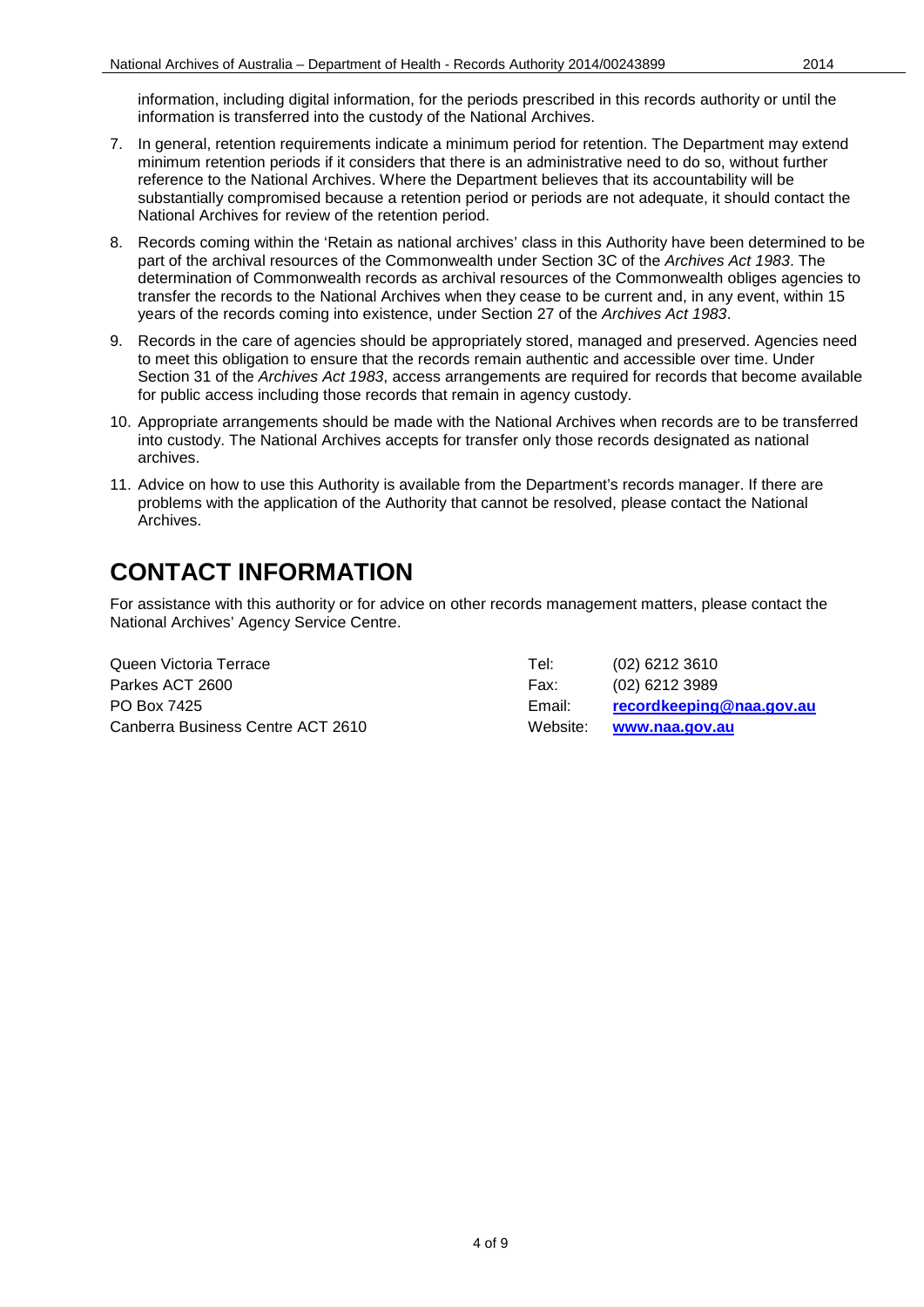information, including digital information, for the periods prescribed in this records authority or until the information is transferred into the custody of the National Archives.

7. In general, retention requirements indicate a minimum period for retention. The Department may extend minimum retention periods if it considers that there is an administrative need to do so, without further reference to the National Archives. Where the Department believes that its accountability will be substantially compromised because a retention period or periods are not adequate, it should contact the National Archives for review of the retention period.
8. Records coming within the 'Retain as national archives' class in this Authority have been determined to be part of the archival resources of the Commonwealth under Section 3C of the *Archives Act 1983*. The determination of Commonwealth records as archival resources of the Commonwealth obliges agencies to transfer the records to the National Archives when they cease to be current and, in any event, within 15 years of the records coming into existence, under Section 27 of the *Archives Act 1983*.
9. Records in the care of agencies should be appropriately stored, managed and preserved. Agencies need to meet this obligation to ensure that the records remain authentic and accessible over time. Under Section 31 of the *Archives Act 1983*, access arrangements are required for records that become available for public access including those records that remain in agency custody.
10. Appropriate arrangements should be made with the National Archives when records are to be transferred into custody. The National Archives accepts for transfer only those records designated as national archives.
11. Advice on how to use this Authority is available from the Department's records manager. If there are problems with the application of the Authority that cannot be resolved, please contact the National Archives.

# CONTACT INFORMATION

For assistance with this authority or for advice on other records management matters, please contact the National Archives' Agency Service Centre.

| | | |
|---|---|---|
| Queen Victoria Terrace | Tel: | (02) 6212 3610 |
| Parkes ACT 2600 | Fax: | (02) 6212 3989 |
| PO Box 7425 | Email: | **recordkeeping@naa.gov.au** |
| Canberra Business Centre ACT 2610 | Website: | **www.naa.gov.au** |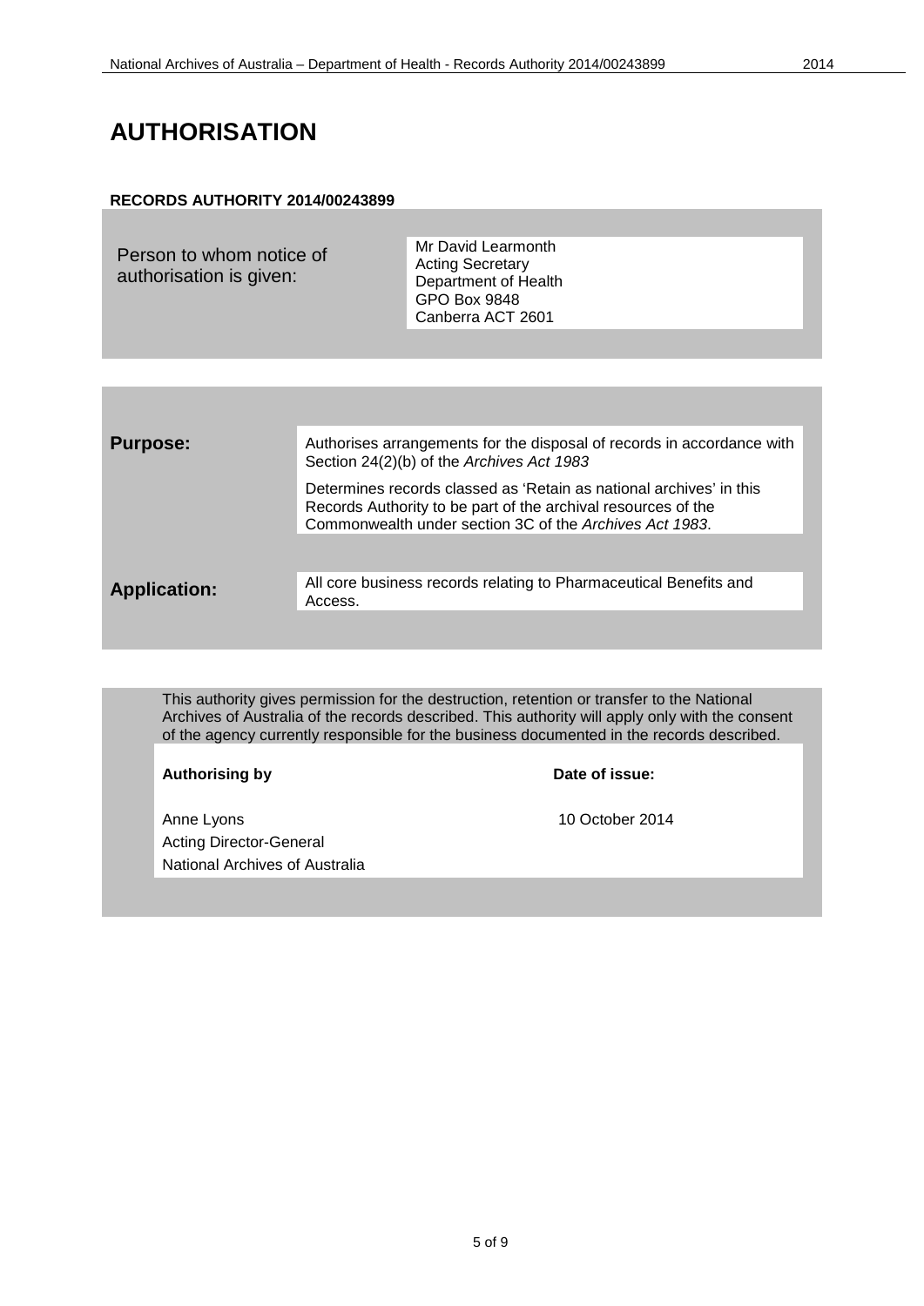# AUTHORISATION

**RECORDS AUTHORITY 2014/00243899**

| Person to whom notice of authorisation is given: | Mr David Learmonth<br>Acting Secretary<br>Department of Health<br>GPO Box 9848<br>Canberra ACT 2601 |
|---|---|

| | |
|---|---|
| **Purpose:** | Authorises arrangements for the disposal of records in accordance with Section 24(2)(b) of the *Archives Act 1983*<br><br>Determines records classed as 'Retain as national archives' in this Records Authority to be part of the archival resources of the Commonwealth under section 3C of the *Archives Act 1983*. |
| **Application:** | All core business records relating to Pharmaceutical Benefits and Access. |

This authority gives permission for the destruction, retention or transfer to the National Archives of Australia of the records described. This authority will apply only with the consent of the agency currently responsible for the business documented in the records described.

| **Authorising by** | **Date of issue:** |
|---|---|
| Anne Lyons<br>Acting Director-General<br>National Archives of Australia | 10 October 2014 |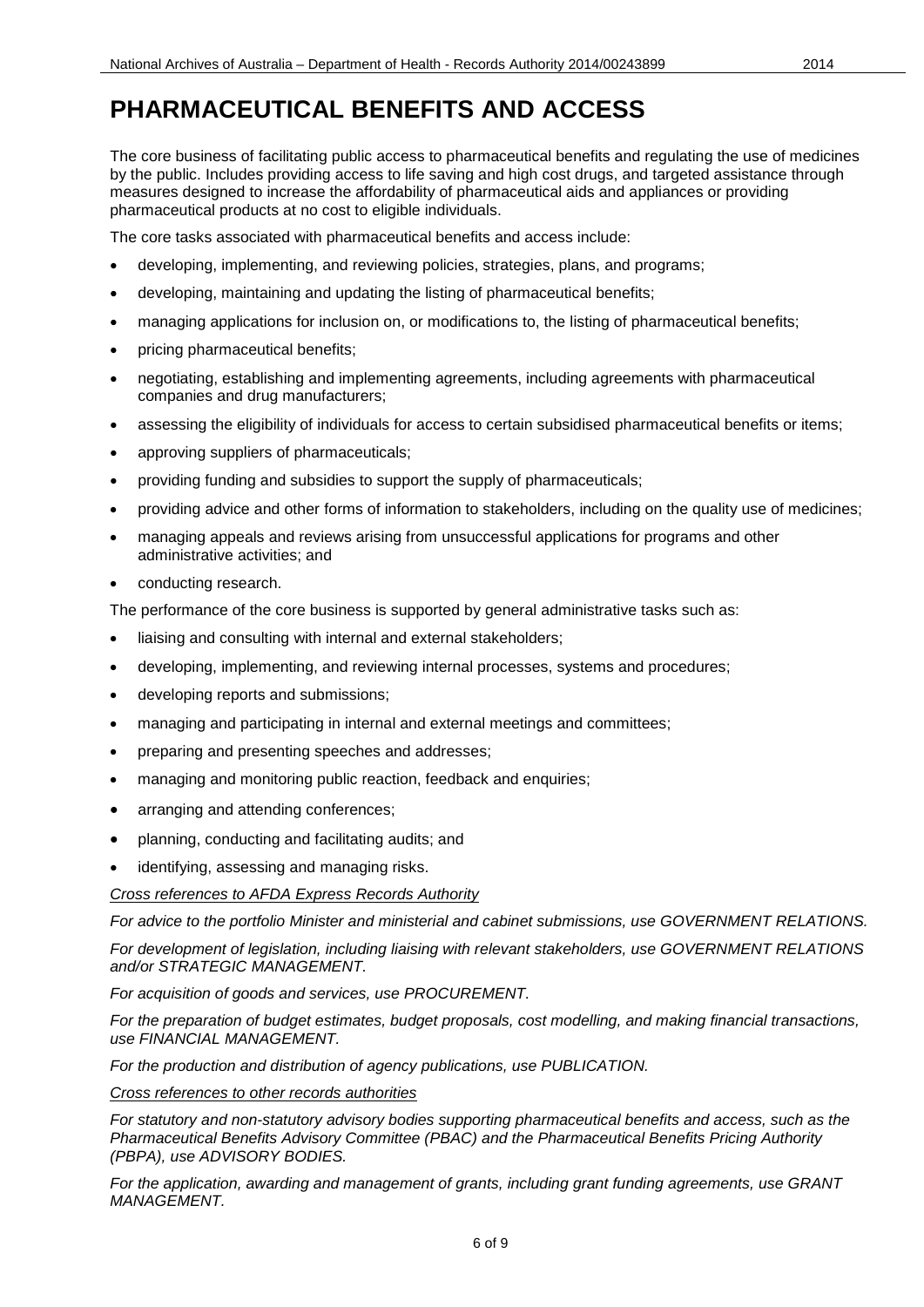# PHARMACEUTICAL BENEFITS AND ACCESS

The core business of facilitating public access to pharmaceutical benefits and regulating the use of medicines by the public. Includes providing access to life saving and high cost drugs, and targeted assistance through measures designed to increase the affordability of pharmaceutical aids and appliances or providing pharmaceutical products at no cost to eligible individuals.

The core tasks associated with pharmaceutical benefits and access include:

- developing, implementing, and reviewing policies, strategies, plans, and programs;
- developing, maintaining and updating the listing of pharmaceutical benefits;
- managing applications for inclusion on, or modifications to, the listing of pharmaceutical benefits;
- pricing pharmaceutical benefits;
- negotiating, establishing and implementing agreements, including agreements with pharmaceutical companies and drug manufacturers;
- assessing the eligibility of individuals for access to certain subsidised pharmaceutical benefits or items;
- approving suppliers of pharmaceuticals;
- providing funding and subsidies to support the supply of pharmaceuticals;
- providing advice and other forms of information to stakeholders, including on the quality use of medicines;
- managing appeals and reviews arising from unsuccessful applications for programs and other administrative activities; and
- conducting research.

The performance of the core business is supported by general administrative tasks such as:

- liaising and consulting with internal and external stakeholders;
- developing, implementing, and reviewing internal processes, systems and procedures;
- developing reports and submissions;
- managing and participating in internal and external meetings and committees;
- preparing and presenting speeches and addresses;
- managing and monitoring public reaction, feedback and enquiries;
- arranging and attending conferences;
- planning, conducting and facilitating audits; and
- identifying, assessing and managing risks.

*Cross references to AFDA Express Records Authority*

*For advice to the portfolio Minister and ministerial and cabinet submissions, use GOVERNMENT RELATIONS.*

*For development of legislation, including liaising with relevant stakeholders, use GOVERNMENT RELATIONS and/or STRATEGIC MANAGEMENT.*

*For acquisition of goods and services, use PROCUREMENT.*

*For the preparation of budget estimates, budget proposals, cost modelling, and making financial transactions, use FINANCIAL MANAGEMENT.*

*For the production and distribution of agency publications, use PUBLICATION.*

*Cross references to other records authorities*

*For statutory and non-statutory advisory bodies supporting pharmaceutical benefits and access, such as the Pharmaceutical Benefits Advisory Committee (PBAC) and the Pharmaceutical Benefits Pricing Authority (PBPA), use ADVISORY BODIES.*

*For the application, awarding and management of grants, including grant funding agreements, use GRANT MANAGEMENT.*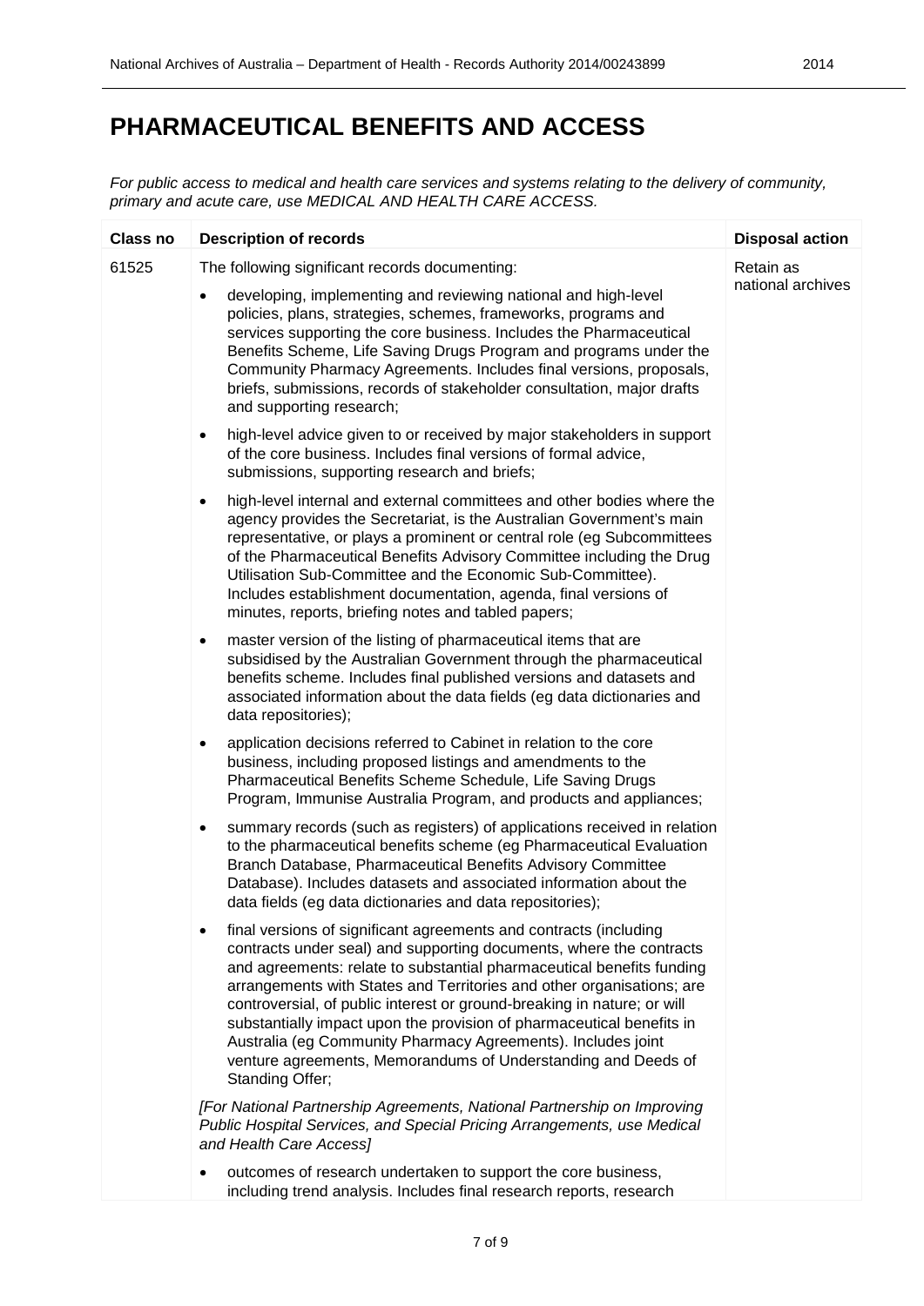# PHARMACEUTICAL BENEFITS AND ACCESS

*For public access to medical and health care services and systems relating to the delivery of community, primary and acute care, use MEDICAL AND HEALTH CARE ACCESS.*

| Class no | Description of records | Disposal action |
|---|---|---|
| 61525 | The following significant records documenting:<br><br>• developing, implementing and reviewing national and high-level policies, plans, strategies, schemes, frameworks, programs and services supporting the core business. Includes the Pharmaceutical Benefits Scheme, Life Saving Drugs Program and programs under the Community Pharmacy Agreements. Includes final versions, proposals, briefs, submissions, records of stakeholder consultation, major drafts and supporting research;<br><br>• high-level advice given to or received by major stakeholders in support of the core business. Includes final versions of formal advice, submissions, supporting research and briefs;<br><br>• high-level internal and external committees and other bodies where the agency provides the Secretariat, is the Australian Government's main representative, or plays a prominent or central role (eg Subcommittees of the Pharmaceutical Benefits Advisory Committee including the Drug Utilisation Sub-Committee and the Economic Sub-Committee). Includes establishment documentation, agenda, final versions of minutes, reports, briefing notes and tabled papers;<br><br>• master version of the listing of pharmaceutical items that are subsidised by the Australian Government through the pharmaceutical benefits scheme. Includes final published versions and datasets and associated information about the data fields (eg data dictionaries and data repositories);<br><br>• application decisions referred to Cabinet in relation to the core business, including proposed listings and amendments to the Pharmaceutical Benefits Scheme Schedule, Life Saving Drugs Program, Immunise Australia Program, and products and appliances;<br><br>• summary records (such as registers) of applications received in relation to the pharmaceutical benefits scheme (eg Pharmaceutical Evaluation Branch Database, Pharmaceutical Benefits Advisory Committee Database). Includes datasets and associated information about the data fields (eg data dictionaries and data repositories);<br><br>• final versions of significant agreements and contracts (including contracts under seal) and supporting documents, where the contracts and agreements: relate to substantial pharmaceutical benefits funding arrangements with States and Territories and other organisations; are controversial, of public interest or ground-breaking in nature; or will substantially impact upon the provision of pharmaceutical benefits in Australia (eg Community Pharmacy Agreements). Includes joint venture agreements, Memorandums of Understanding and Deeds of Standing Offer;<br><br>*[For National Partnership Agreements, National Partnership on Improving Public Hospital Services, and Special Pricing Arrangements, use Medical and Health Care Access]*<br><br>• outcomes of research undertaken to support the core business, including trend analysis. Includes final research reports, research | Retain as national archives |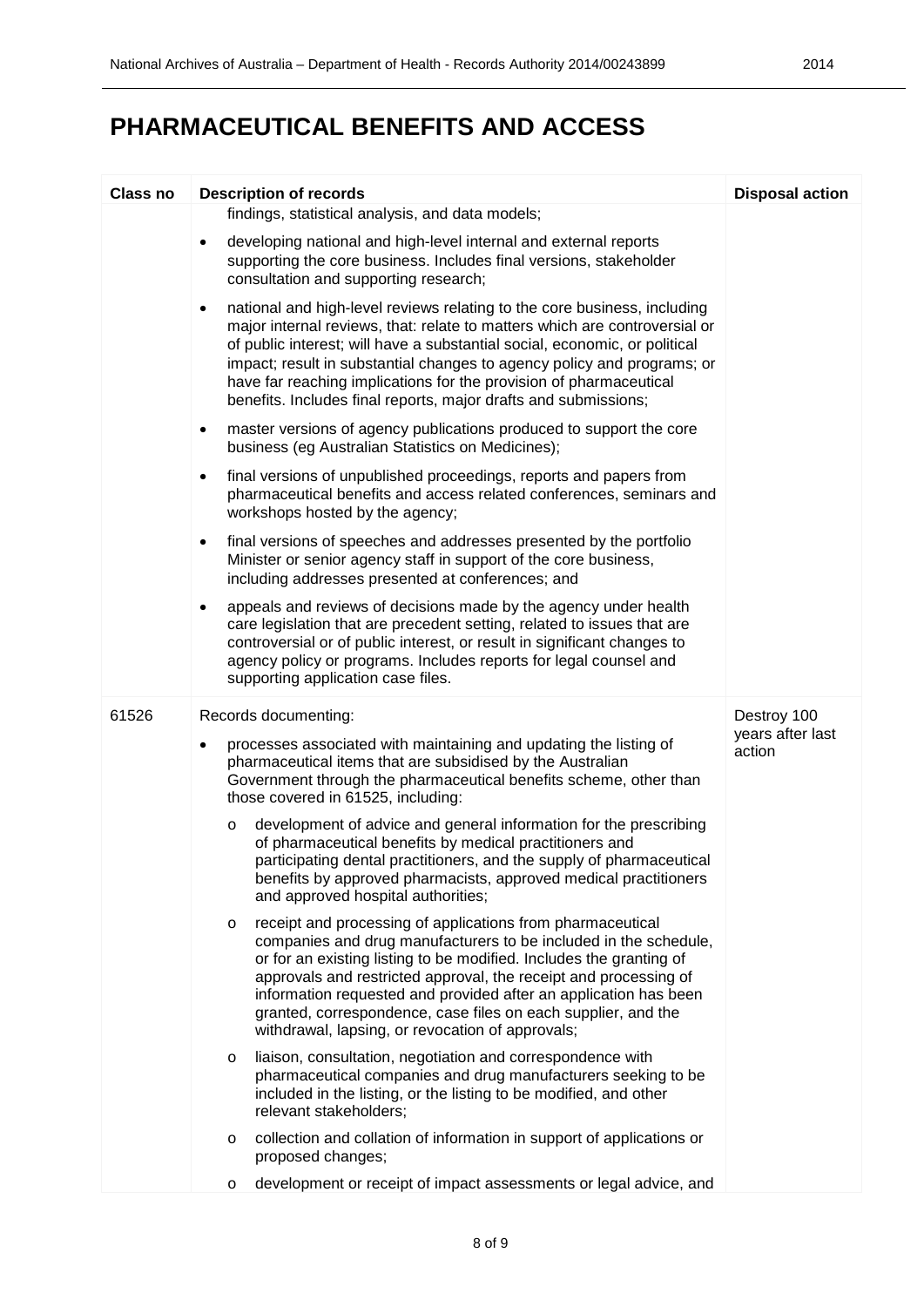# PHARMACEUTICAL BENEFITS AND ACCESS

| Class no | Description of records | Disposal action |
|---|---|---|
| | findings, statistical analysis, and data models;<br><br>• developing national and high-level internal and external reports supporting the core business. Includes final versions, stakeholder consultation and supporting research;<br><br>• national and high-level reviews relating to the core business, including major internal reviews, that: relate to matters which are controversial or of public interest; will have a substantial social, economic, or political impact; result in substantial changes to agency policy and programs; or have far reaching implications for the provision of pharmaceutical benefits. Includes final reports, major drafts and submissions;<br><br>• master versions of agency publications produced to support the core business (eg Australian Statistics on Medicines);<br><br>• final versions of unpublished proceedings, reports and papers from pharmaceutical benefits and access related conferences, seminars and workshops hosted by the agency;<br><br>• final versions of speeches and addresses presented by the portfolio Minister or senior agency staff in support of the core business, including addresses presented at conferences; and<br><br>• appeals and reviews of decisions made by the agency under health care legislation that are precedent setting, related to issues that are controversial or of public interest, or result in significant changes to agency policy or programs. Includes reports for legal counsel and supporting application case files. | |
| 61526 | Records documenting:<br><br>• processes associated with maintaining and updating the listing of pharmaceutical items that are subsidised by the Australian Government through the pharmaceutical benefits scheme, other than those covered in 61525, including:<br><br>o development of advice and general information for the prescribing of pharmaceutical benefits by medical practitioners and participating dental practitioners, and the supply of pharmaceutical benefits by approved pharmacists, approved medical practitioners and approved hospital authorities;<br><br>o receipt and processing of applications from pharmaceutical companies and drug manufacturers to be included in the schedule, or for an existing listing to be modified. Includes the granting of approvals and restricted approval, the receipt and processing of information requested and provided after an application has been granted, correspondence, case files on each supplier, and the withdrawal, lapsing, or revocation of approvals;<br><br>o liaison, consultation, negotiation and correspondence with pharmaceutical companies and drug manufacturers seeking to be included in the listing, or the listing to be modified, and other relevant stakeholders;<br><br>o collection and collation of information in support of applications or proposed changes;<br><br>o development or receipt of impact assessments or legal advice, and | Destroy 100 years after last action |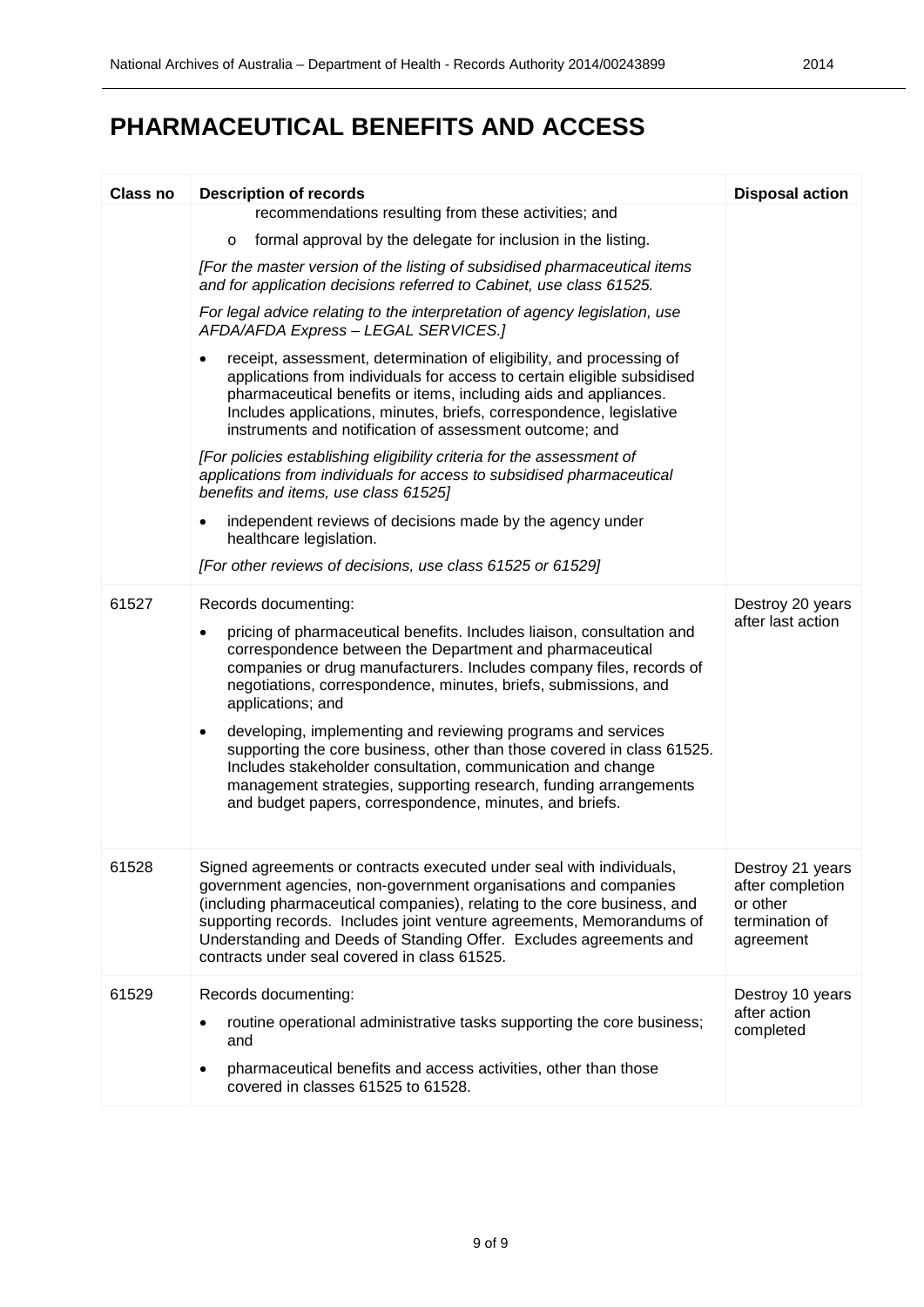# PHARMACEUTICAL BENEFITS AND ACCESS

| Class no | Description of records | Disposal action |
|---|---|---|
| | recommendations resulting from these activities; and<br>o formal approval by the delegate for inclusion in the listing.<br>*[For the master version of the listing of subsidised pharmaceutical items and for application decisions referred to Cabinet, use class 61525.*<br>*For legal advice relating to the interpretation of agency legislation, use AFDA/AFDA Express – LEGAL SERVICES.]*<br>• receipt, assessment, determination of eligibility, and processing of applications from individuals for access to certain eligible subsidised pharmaceutical benefits or items, including aids and appliances. Includes applications, minutes, briefs, correspondence, legislative instruments and notification of assessment outcome; and<br>*[For policies establishing eligibility criteria for the assessment of applications from individuals for access to subsidised pharmaceutical benefits and items, use class 61525]*<br>• independent reviews of decisions made by the agency under healthcare legislation.<br>*[For other reviews of decisions, use class 61525 or 61529]* | |
| 61527 | Records documenting:<br>• pricing of pharmaceutical benefits. Includes liaison, consultation and correspondence between the Department and pharmaceutical companies or drug manufacturers. Includes company files, records of negotiations, correspondence, minutes, briefs, submissions, and applications; and<br>• developing, implementing and reviewing programs and services supporting the core business, other than those covered in class 61525. Includes stakeholder consultation, communication and change management strategies, supporting research, funding arrangements and budget papers, correspondence, minutes, and briefs. | Destroy 20 years after last action |
| 61528 | Signed agreements or contracts executed under seal with individuals, government agencies, non-government organisations and companies (including pharmaceutical companies), relating to the core business, and supporting records. Includes joint venture agreements, Memorandums of Understanding and Deeds of Standing Offer. Excludes agreements and contracts under seal covered in class 61525. | Destroy 21 years after completion or other termination of agreement |
| 61529 | Records documenting:<br>• routine operational administrative tasks supporting the core business; and<br>• pharmaceutical benefits and access activities, other than those covered in classes 61525 to 61528. | Destroy 10 years after action completed |